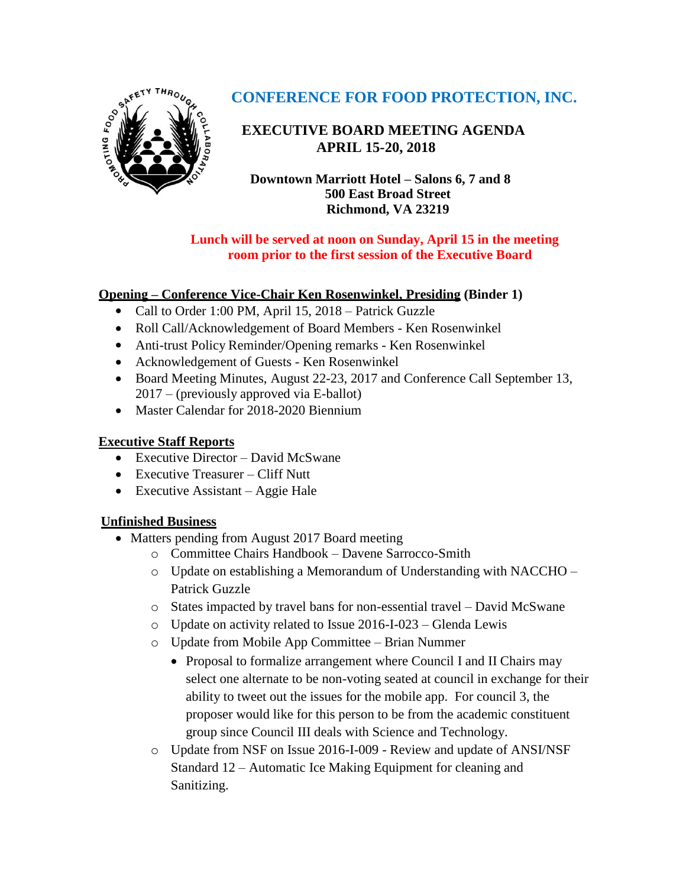# CONFERENCE FOR FOOD PROTECTION, INC.

## EXECUTIVE BOARD MEETING AGENDA
## APRIL 15-20, 2018

**Downtown Marriott Hotel – Salons 6, 7 and 8**
**500 East Broad Street**
**Richmond, VA 23219**

**Lunch will be served at noon on Sunday, April 15 in the meeting room prior to the first session of the Executive Board**

**Opening – Conference Vice-Chair Ken Rosenwinkel, Presiding (Binder 1)**

- Call to Order 1:00 PM, April 15, 2018 – Patrick Guzzle
- Roll Call/Acknowledgement of Board Members - Ken Rosenwinkel
- Anti-trust Policy Reminder/Opening remarks - Ken Rosenwinkel
- Acknowledgement of Guests - Ken Rosenwinkel
- Board Meeting Minutes, August 22-23, 2017 and Conference Call September 13, 2017 – (previously approved via E-ballot)
- Master Calendar for 2018-2020 Biennium

**Executive Staff Reports**

- Executive Director – David McSwane
- Executive Treasurer – Cliff Nutt
- Executive Assistant – Aggie Hale

**Unfinished Business**

- Matters pending from August 2017 Board meeting
  - Committee Chairs Handbook – Davene Sarrocco-Smith
  - Update on establishing a Memorandum of Understanding with NACCHO – Patrick Guzzle
  - States impacted by travel bans for non-essential travel – David McSwane
  - Update on activity related to Issue 2016-I-023 – Glenda Lewis
  - Update from Mobile App Committee – Brian Nummer
    - Proposal to formalize arrangement where Council I and II Chairs may select one alternate to be non-voting seated at council in exchange for their ability to tweet out the issues for the mobile app. For council 3, the proposer would like for this person to be from the academic constituent group since Council III deals with Science and Technology.
  - Update from NSF on Issue 2016-I-009 - Review and update of ANSI/NSF Standard 12 – Automatic Ice Making Equipment for cleaning and Sanitizing.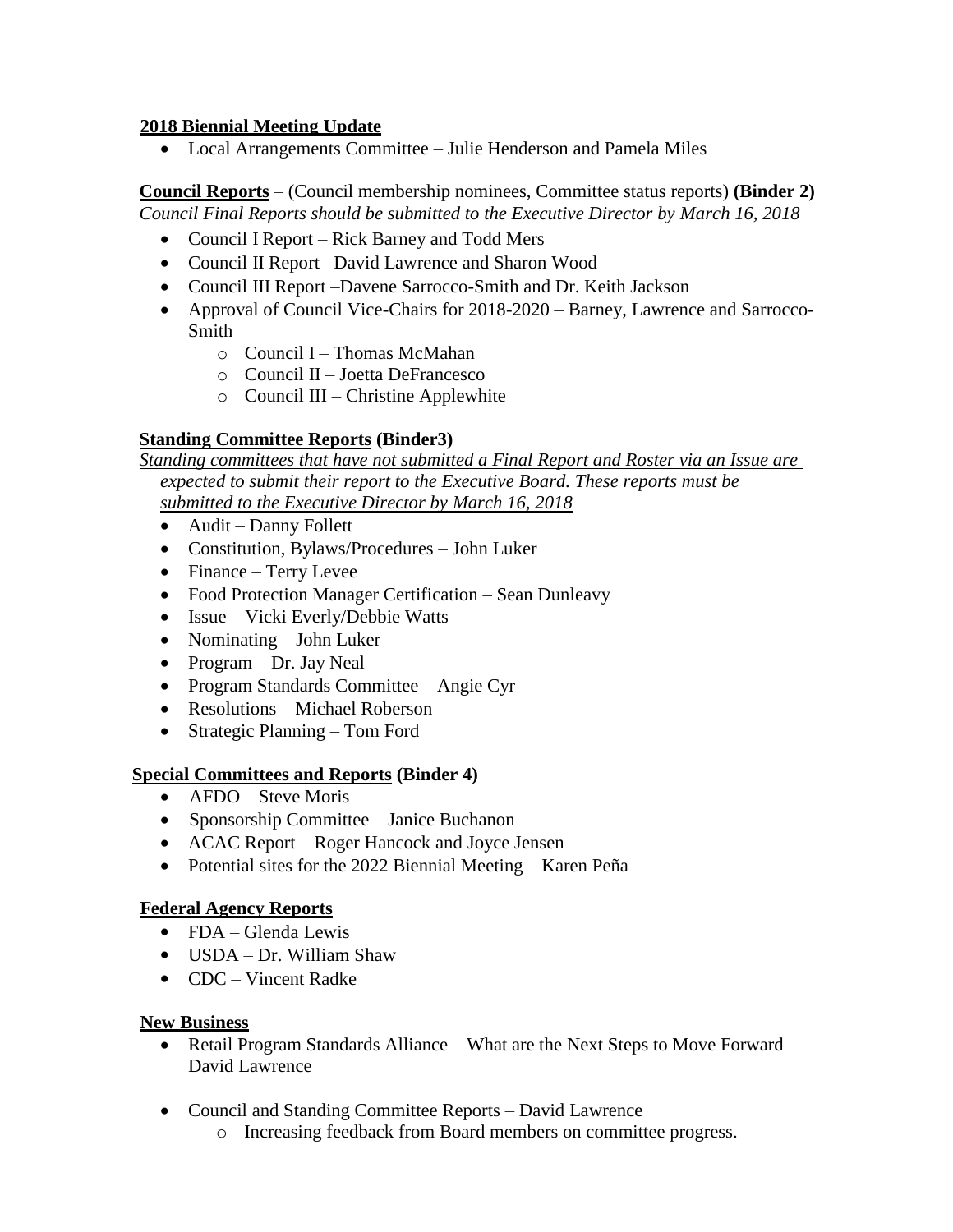**2018 Biennial Meeting Update**

- Local Arrangements Committee – Julie Henderson and Pamela Miles

**Council Reports** – (Council membership nominees, Committee status reports) **(Binder 2)**
*Council Final Reports should be submitted to the Executive Director by March 16, 2018*

- Council I Report – Rick Barney and Todd Mers
- Council II Report –David Lawrence and Sharon Wood
- Council III Report –Davene Sarrocco-Smith and Dr. Keith Jackson
- Approval of Council Vice-Chairs for 2018-2020 – Barney, Lawrence and Sarrocco-Smith
  - Council I – Thomas McMahan
  - Council II – Joetta DeFrancesco
  - Council III – Christine Applewhite

**Standing Committee Reports (Binder3)**
*Standing committees that have not submitted a Final Report and Roster via an Issue are expected to submit their report to the Executive Board. These reports must be submitted to the Executive Director by March 16, 2018*

- Audit – Danny Follett
- Constitution, Bylaws/Procedures – John Luker
- Finance – Terry Levee
- Food Protection Manager Certification – Sean Dunleavy
- Issue – Vicki Everly/Debbie Watts
- Nominating – John Luker
- Program – Dr. Jay Neal
- Program Standards Committee – Angie Cyr
- Resolutions – Michael Roberson
- Strategic Planning – Tom Ford

**Special Committees and Reports (Binder 4)**

- AFDO – Steve Moris
- Sponsorship Committee – Janice Buchanon
- ACAC Report – Roger Hancock and Joyce Jensen
- Potential sites for the 2022 Biennial Meeting – Karen Peña

**Federal Agency Reports**

- FDA – Glenda Lewis
- USDA – Dr. William Shaw
- CDC – Vincent Radke

**New Business**

- Retail Program Standards Alliance – What are the Next Steps to Move Forward – David Lawrence

- Council and Standing Committee Reports – David Lawrence
  - Increasing feedback from Board members on committee progress.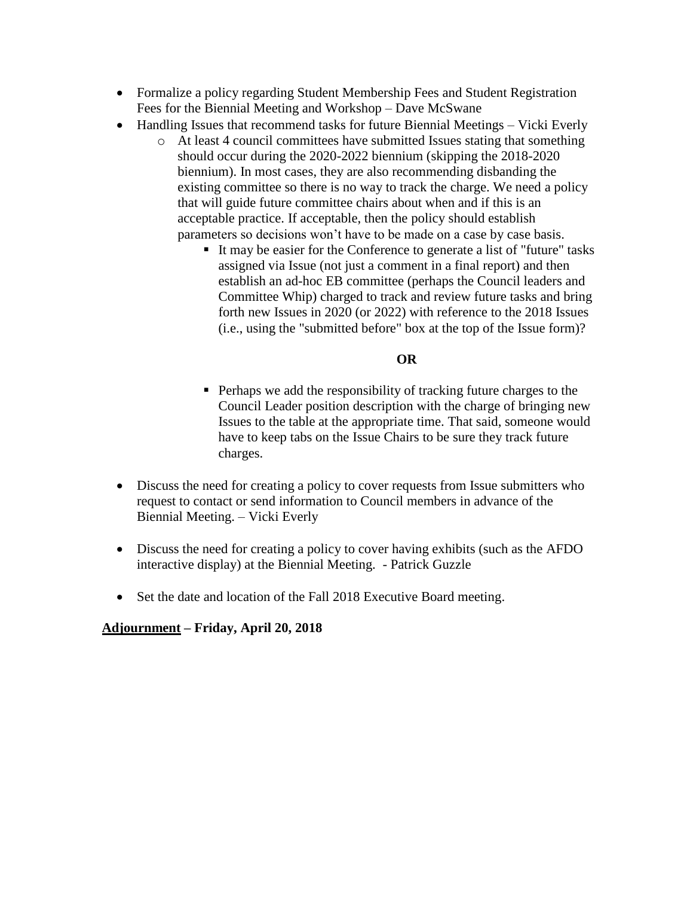- Formalize a policy regarding Student Membership Fees and Student Registration Fees for the Biennial Meeting and Workshop – Dave McSwane
- Handling Issues that recommend tasks for future Biennial Meetings – Vicki Everly
  - At least 4 council committees have submitted Issues stating that something should occur during the 2020-2022 biennium (skipping the 2018-2020 biennium). In most cases, they are also recommending disbanding the existing committee so there is no way to track the charge. We need a policy that will guide future committee chairs about when and if this is an acceptable practice. If acceptable, then the policy should establish parameters so decisions won't have to be made on a case by case basis.
    - It may be easier for the Conference to generate a list of "future" tasks assigned via Issue (not just a comment in a final report) and then establish an ad-hoc EB committee (perhaps the Council leaders and Committee Whip) charged to track and review future tasks and bring forth new Issues in 2020 (or 2022) with reference to the 2018 Issues (i.e., using the "submitted before" box at the top of the Issue form)?

      **OR**

    - Perhaps we add the responsibility of tracking future charges to the Council Leader position description with the charge of bringing new Issues to the table at the appropriate time. That said, someone would have to keep tabs on the Issue Chairs to be sure they track future charges.

- Discuss the need for creating a policy to cover requests from Issue submitters who request to contact or send information to Council members in advance of the Biennial Meeting. – Vicki Everly

- Discuss the need for creating a policy to cover having exhibits (such as the AFDO interactive display) at the Biennial Meeting. - Patrick Guzzle

- Set the date and location of the Fall 2018 Executive Board meeting.

**Adjournment – Friday, April 20, 2018**